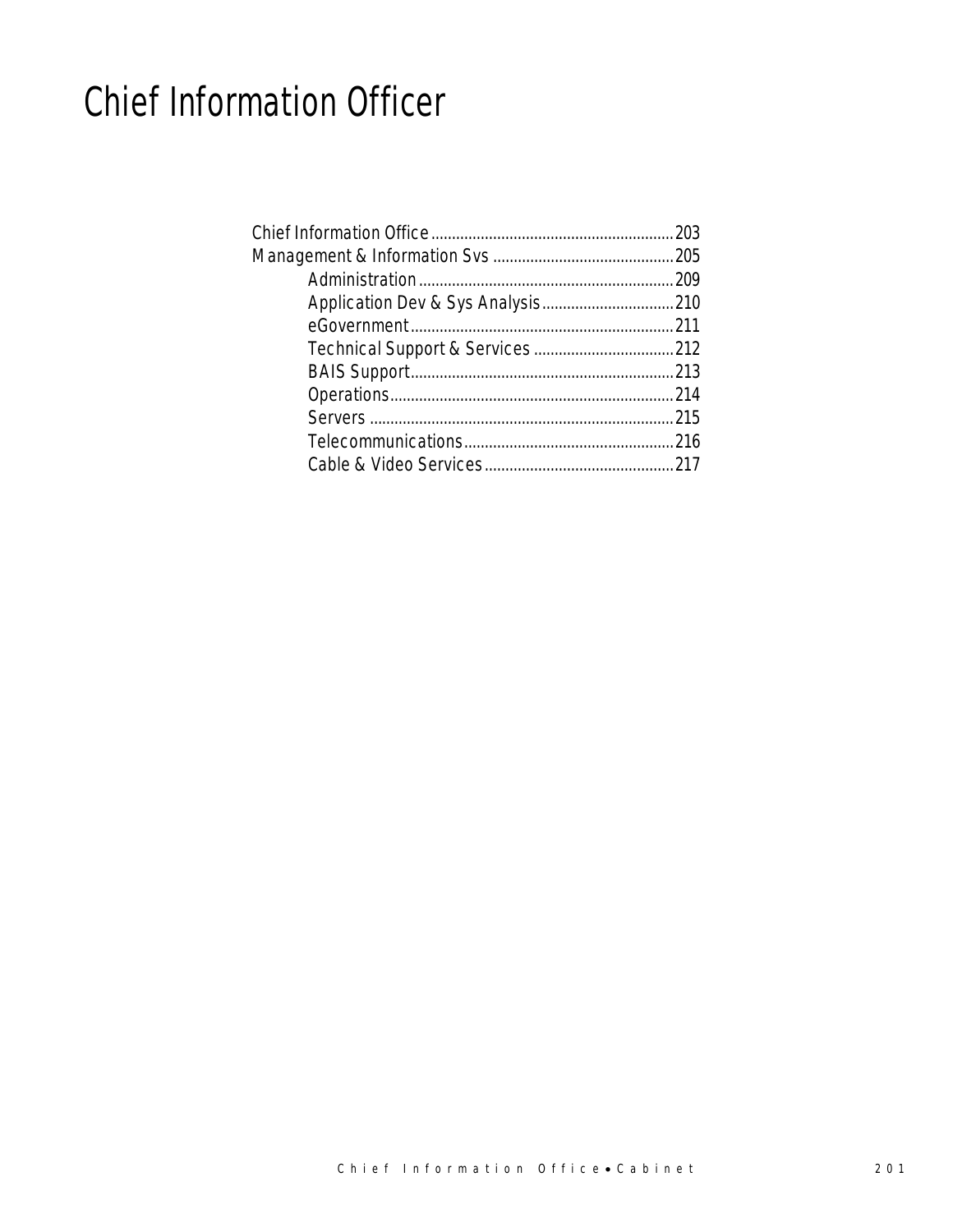# Chief Information Officer

- Chief Information Office ........................................................ 203
- Management & Information Svs ............................................ 205
  - Administration ........................................................................ 209
  - Application Dev & Sys Analysis ................................................ 210
  - eGovernment ............................................................................ 211
  - Technical Support & Services .................................................. 212
  - BAIS Support ............................................................................ 213
  - Operations ................................................................................ 214
  - Servers ..................................................................................... 215
  - Telecommunications ................................................................. 216
  - Cable & Video Services ............................................................ 217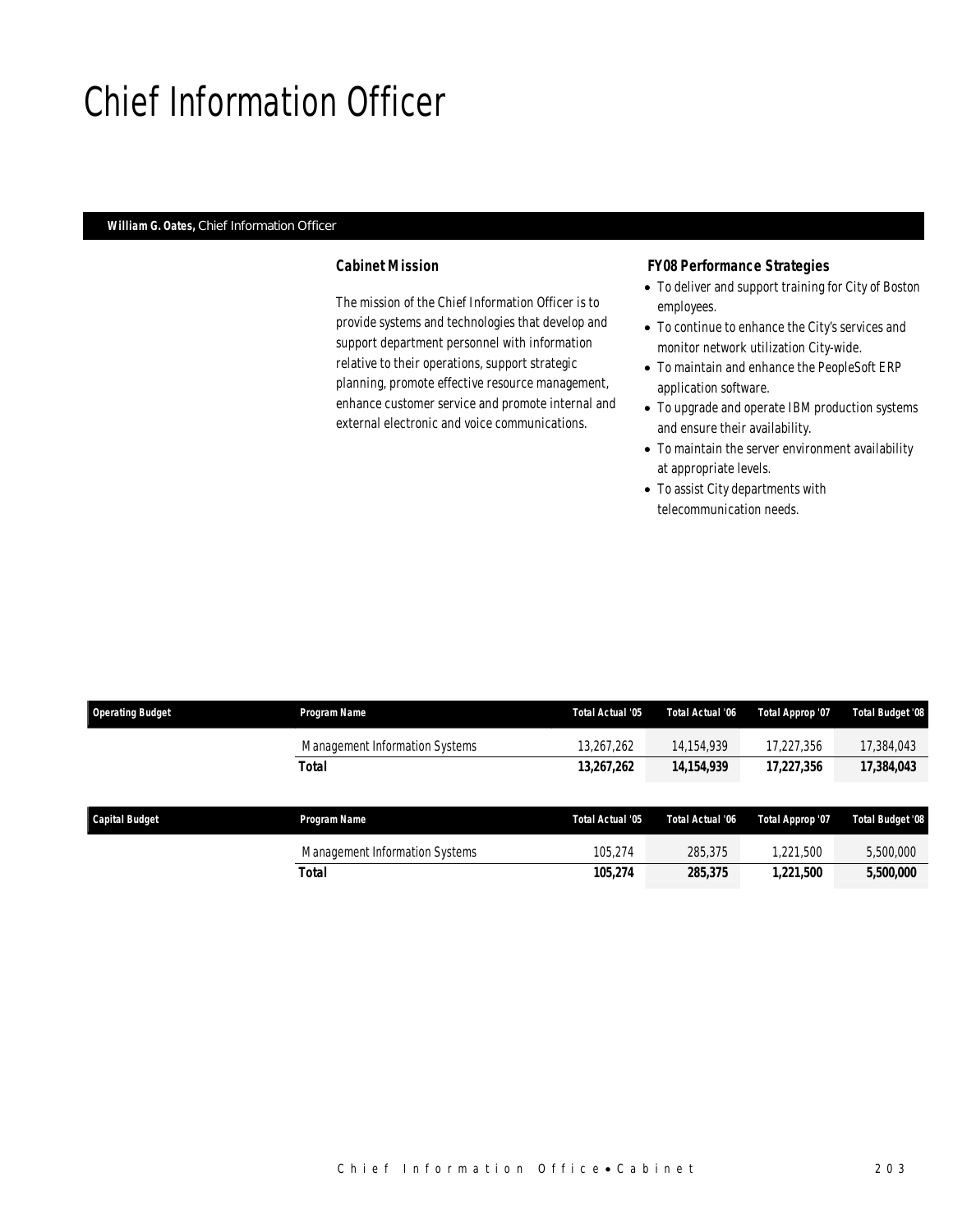# Chief Information Officer

**William G. Oates,** Chief Information Officer

### Cabinet Mission

The mission of the Chief Information Officer is to provide systems and technologies that develop and support department personnel with information relative to their operations, support strategic planning, promote effective resource management, enhance customer service and promote internal and external electronic and voice communications.

### FY08 Performance Strategies

- To deliver and support training for City of Boston employees.
- To continue to enhance the City's services and monitor network utilization City-wide.
- To maintain and enhance the PeopleSoft ERP application software.
- To upgrade and operate IBM production systems and ensure their availability.
- To maintain the server environment availability at appropriate levels.
- To assist City departments with telecommunication needs.

| Operating Budget | Program Name | Total Actual '05 | Total Actual '06 | Total Approp '07 | Total Budget '08 |
|---|---|---|---|---|---|
| | Management Information Systems | 13,267,262 | 14,154,939 | 17,227,356 | 17,384,043 |
| | **Total** | **13,267,262** | **14,154,939** | **17,227,356** | **17,384,043** |

| Capital Budget | Program Name | Total Actual '05 | Total Actual '06 | Total Approp '07 | Total Budget '08 |
|---|---|---|---|---|---|
| | Management Information Systems | 105,274 | 285,375 | 1,221,500 | 5,500,000 |
| | **Total** | **105,274** | **285,375** | **1,221,500** | **5,500,000** |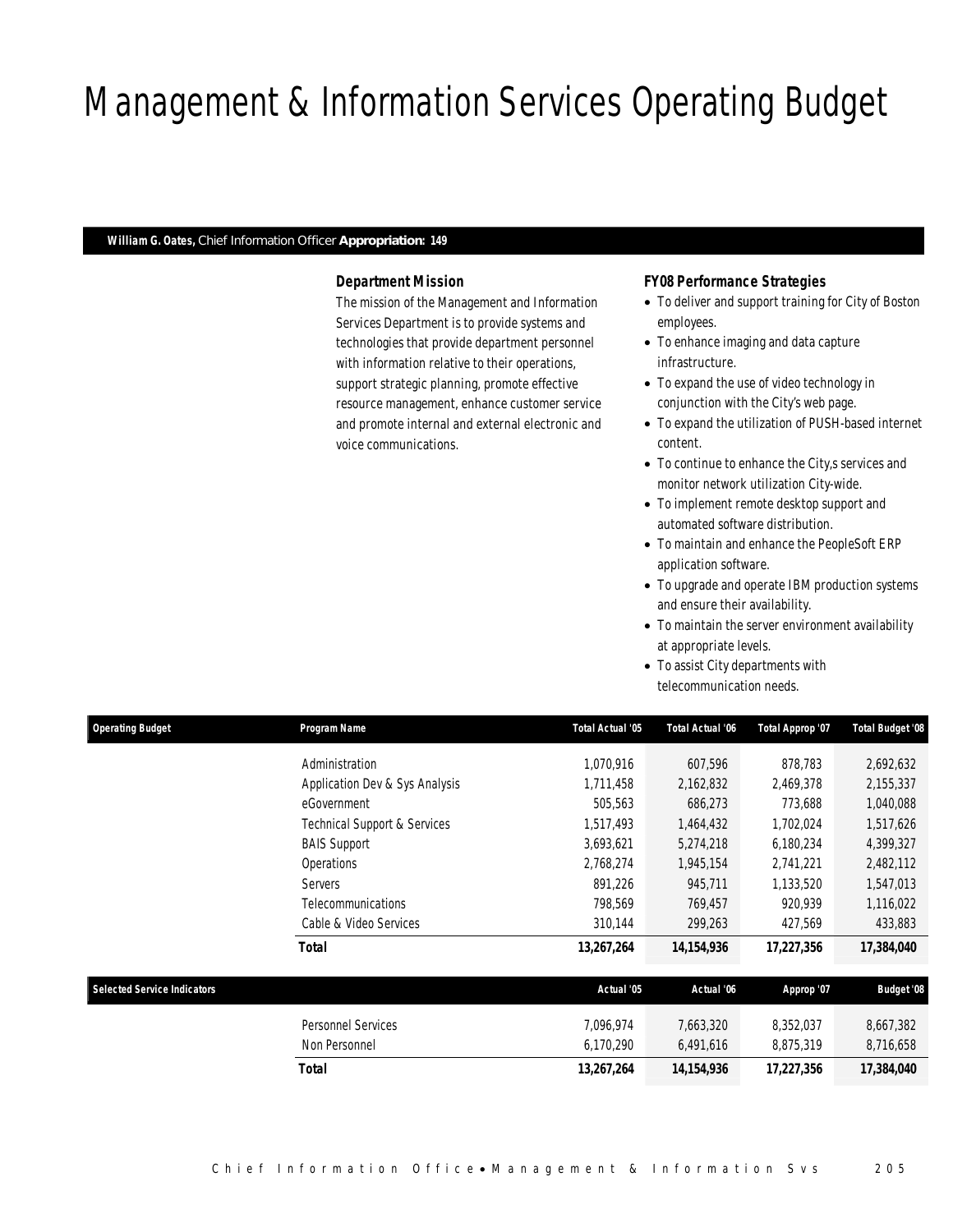# Management & Information Services Operating Budget

***William G. Oates,*** Chief Information Officer **Appropriation: 149**

### Department Mission

The mission of the Management and Information Services Department is to provide systems and technologies that provide department personnel with information relative to their operations, support strategic planning, promote effective resource management, enhance customer service and promote internal and external electronic and voice communications.

### FY08 Performance Strategies

- To deliver and support training for City of Boston employees.
- To enhance imaging and data capture infrastructure.
- To expand the use of video technology in conjunction with the City's web page.
- To expand the utilization of PUSH-based internet content.
- To continue to enhance the City,s services and monitor network utilization City-wide.
- To implement remote desktop support and automated software distribution.
- To maintain and enhance the PeopleSoft ERP application software.
- To upgrade and operate IBM production systems and ensure their availability.
- To maintain the server environment availability at appropriate levels.
- To assist City departments with telecommunication needs.

| Operating Budget | Program Name | Total Actual '05 | Total Actual '06 | Total Approp '07 | Total Budget '08 |
|---|---|---|---|---|---|
| | Administration | 1,070,916 | 607,596 | 878,783 | 2,692,632 |
| | Application Dev & Sys Analysis | 1,711,458 | 2,162,832 | 2,469,378 | 2,155,337 |
| | eGovernment | 505,563 | 686,273 | 773,688 | 1,040,088 |
| | Technical Support & Services | 1,517,493 | 1,464,432 | 1,702,024 | 1,517,626 |
| | BAIS Support | 3,693,621 | 5,274,218 | 6,180,234 | 4,399,327 |
| | Operations | 2,768,274 | 1,945,154 | 2,741,221 | 2,482,112 |
| | Servers | 891,226 | 945,711 | 1,133,520 | 1,547,013 |
| | Telecommunications | 798,569 | 769,457 | 920,939 | 1,116,022 |
| | Cable & Video Services | 310,144 | 299,263 | 427,569 | 433,883 |
| | **Total** | **13,267,264** | **14,154,936** | **17,227,356** | **17,384,040** |

| Selected Service Indicators | | Actual '05 | Actual '06 | Approp '07 | Budget '08 |
|---|---|---|---|---|---|
| | Personnel Services | 7,096,974 | 7,663,320 | 8,352,037 | 8,667,382 |
| | Non Personnel | 6,170,290 | 6,491,616 | 8,875,319 | 8,716,658 |
| | **Total** | **13,267,264** | **14,154,936** | **17,227,356** | **17,384,040** |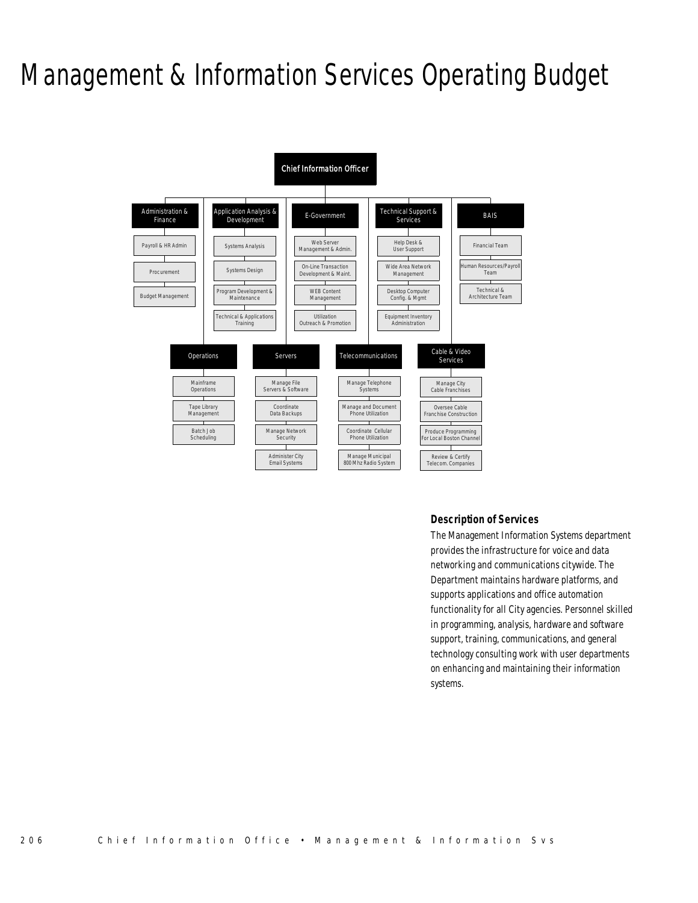# Management & Information Services Operating Budget

- **Chief Information Officer**
  - **Administration & Finance**
    - Payroll & HR Admin
    - Procurement
    - Budget Management
  - **Application Analysis & Development**
    - Systems Analysis
    - Systems Design
    - Program Development & Maintenance
    - Technical & Applications Training
  - **E-Government**
    - Web Server Management & Admin.
    - On-Line Transaction Development & Maint.
    - WEB Content Management
    - Utilization Outreach & Promotion
  - **Technical Support & Services**
    - Help Desk & User Support
    - Wide Area Network Management
    - Desktop Computer Config. & Mgmt
    - Equipment Inventory Administration
  - **BAIS**
    - Financial Team
    - Human Resources/Payroll Team
    - Technical & Architecture Team
  - **Operations**
    - Mainframe Operations
    - Tape Library Management
    - Batch Job Scheduling
  - **Servers**
    - Manage File Servers & Software
    - Coordinate Data Backups
    - Manage Network Security
    - Administer City Email Systems
  - **Telecommunications**
    - Manage Telephone Systems
    - Manage and Document Phone Utilization
    - Coordinate Cellular Phone Utilization
    - Manage Municipal 800 Mhz Radio System
  - **Cable & Video Services**
    - Manage City Cable Franchises
    - Oversee Cable Franchise Construction
    - Produce Programming For Local Boston Channel
    - Review & Certify Telecom. Companies

### Description of Services

The Management Information Systems department provides the infrastructure for voice and data networking and communications citywide. The Department maintains hardware platforms, and supports applications and office automation functionality for all City agencies. Personnel skilled in programming, analysis, hardware and software support, training, communications, and general technology consulting work with user departments on enhancing and maintaining their information systems.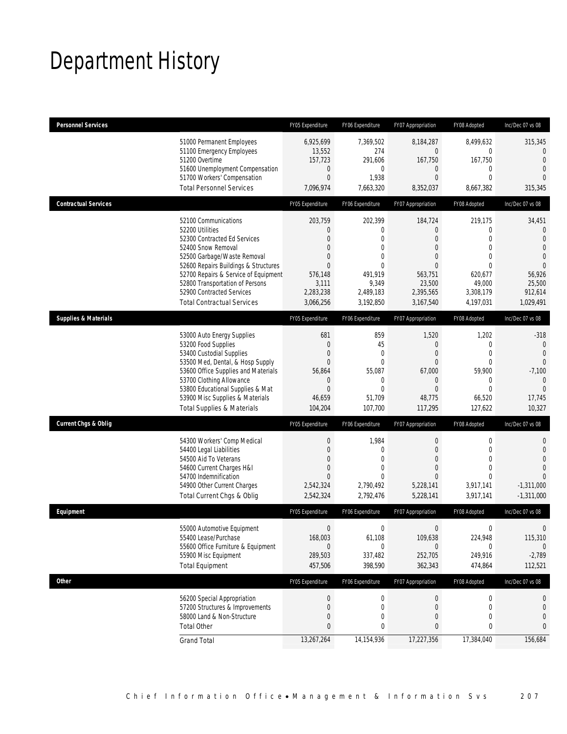# Department History

| Personnel Services | | FY05 Expenditure | FY06 Expenditure | FY07 Appropriation | FY08 Adopted | Inc/Dec 07 vs 08 |
|---|---|---|---|---|---|---|
| | 51000 Permanent Employees | 6,925,699 | 7,369,502 | 8,184,287 | 8,499,632 | 315,345 |
| | 51100 Emergency Employees | 13,552 | 274 | 0 | 0 | 0 |
| | 51200 Overtime | 157,723 | 291,606 | 167,750 | 167,750 | 0 |
| | 51600 Unemployment Compensation | 0 | 0 | 0 | 0 | 0 |
| | 51700 Workers' Compensation | 0 | 1,938 | 0 | 0 | 0 |
| | Total Personnel Services | 7,096,974 | 7,663,320 | 8,352,037 | 8,667,382 | 315,345 |

| Contractual Services | | FY05 Expenditure | FY06 Expenditure | FY07 Appropriation | FY08 Adopted | Inc/Dec 07 vs 08 |
|---|---|---|---|---|---|---|
| | 52100 Communications | 203,759 | 202,399 | 184,724 | 219,175 | 34,451 |
| | 52200 Utilities | 0 | 0 | 0 | 0 | 0 |
| | 52300 Contracted Ed Services | 0 | 0 | 0 | 0 | 0 |
| | 52400 Snow Removal | 0 | 0 | 0 | 0 | 0 |
| | 52500 Garbage/Waste Removal | 0 | 0 | 0 | 0 | 0 |
| | 52600 Repairs Buildings & Structures | 0 | 0 | 0 | 0 | 0 |
| | 52700 Repairs & Service of Equipment | 576,148 | 491,919 | 563,751 | 620,677 | 56,926 |
| | 52800 Transportation of Persons | 3,111 | 9,349 | 23,500 | 49,000 | 25,500 |
| | 52900 Contracted Services | 2,283,238 | 2,489,183 | 2,395,565 | 3,308,179 | 912,614 |
| | Total Contractual Services | 3,066,256 | 3,192,850 | 3,167,540 | 4,197,031 | 1,029,491 |

| Supplies & Materials | | FY05 Expenditure | FY06 Expenditure | FY07 Appropriation | FY08 Adopted | Inc/Dec 07 vs 08 |
|---|---|---|---|---|---|---|
| | 53000 Auto Energy Supplies | 681 | 859 | 1,520 | 1,202 | -318 |
| | 53200 Food Supplies | 0 | 45 | 0 | 0 | 0 |
| | 53400 Custodial Supplies | 0 | 0 | 0 | 0 | 0 |
| | 53500 Med, Dental, & Hosp Supply | 0 | 0 | 0 | 0 | 0 |
| | 53600 Office Supplies and Materials | 56,864 | 55,087 | 67,000 | 59,900 | -7,100 |
| | 53700 Clothing Allowance | 0 | 0 | 0 | 0 | 0 |
| | 53800 Educational Supplies & Mat | 0 | 0 | 0 | 0 | 0 |
| | 53900 Misc Supplies & Materials | 46,659 | 51,709 | 48,775 | 66,520 | 17,745 |
| | Total Supplies & Materials | 104,204 | 107,700 | 117,295 | 127,622 | 10,327 |

| Current Chgs & Oblig | | FY05 Expenditure | FY06 Expenditure | FY07 Appropriation | FY08 Adopted | Inc/Dec 07 vs 08 |
|---|---|---|---|---|---|---|
| | 54300 Workers' Comp Medical | 0 | 1,984 | 0 | 0 | 0 |
| | 54400 Legal Liabilities | 0 | 0 | 0 | 0 | 0 |
| | 54500 Aid To Veterans | 0 | 0 | 0 | 0 | 0 |
| | 54600 Current Charges H&I | 0 | 0 | 0 | 0 | 0 |
| | 54700 Indemnification | 0 | 0 | 0 | 0 | 0 |
| | 54900 Other Current Charges | 2,542,324 | 2,790,492 | 5,228,141 | 3,917,141 | -1,311,000 |
| | Total Current Chgs & Oblig | 2,542,324 | 2,792,476 | 5,228,141 | 3,917,141 | -1,311,000 |

| Equipment | | FY05 Expenditure | FY06 Expenditure | FY07 Appropriation | FY08 Adopted | Inc/Dec 07 vs 08 |
|---|---|---|---|---|---|---|
| | 55000 Automotive Equipment | 0 | 0 | 0 | 0 | 0 |
| | 55400 Lease/Purchase | 168,003 | 61,108 | 109,638 | 224,948 | 115,310 |
| | 55600 Office Furniture & Equipment | 0 | 0 | 0 | 0 | 0 |
| | 55900 Misc Equipment | 289,503 | 337,482 | 252,705 | 249,916 | -2,789 |
| | Total Equipment | 457,506 | 398,590 | 362,343 | 474,864 | 112,521 |

| Other | | FY05 Expenditure | FY06 Expenditure | FY07 Appropriation | FY08 Adopted | Inc/Dec 07 vs 08 |
|---|---|---|---|---|---|---|
| | 56200 Special Appropriation | 0 | 0 | 0 | 0 | 0 |
| | 57200 Structures & Improvements | 0 | 0 | 0 | 0 | 0 |
| | 58000 Land & Non-Structure | 0 | 0 | 0 | 0 | 0 |
| | Total Other | 0 | 0 | 0 | 0 | 0 |
| | Grand Total | 13,267,264 | 14,154,936 | 17,227,356 | 17,384,040 | 156,684 |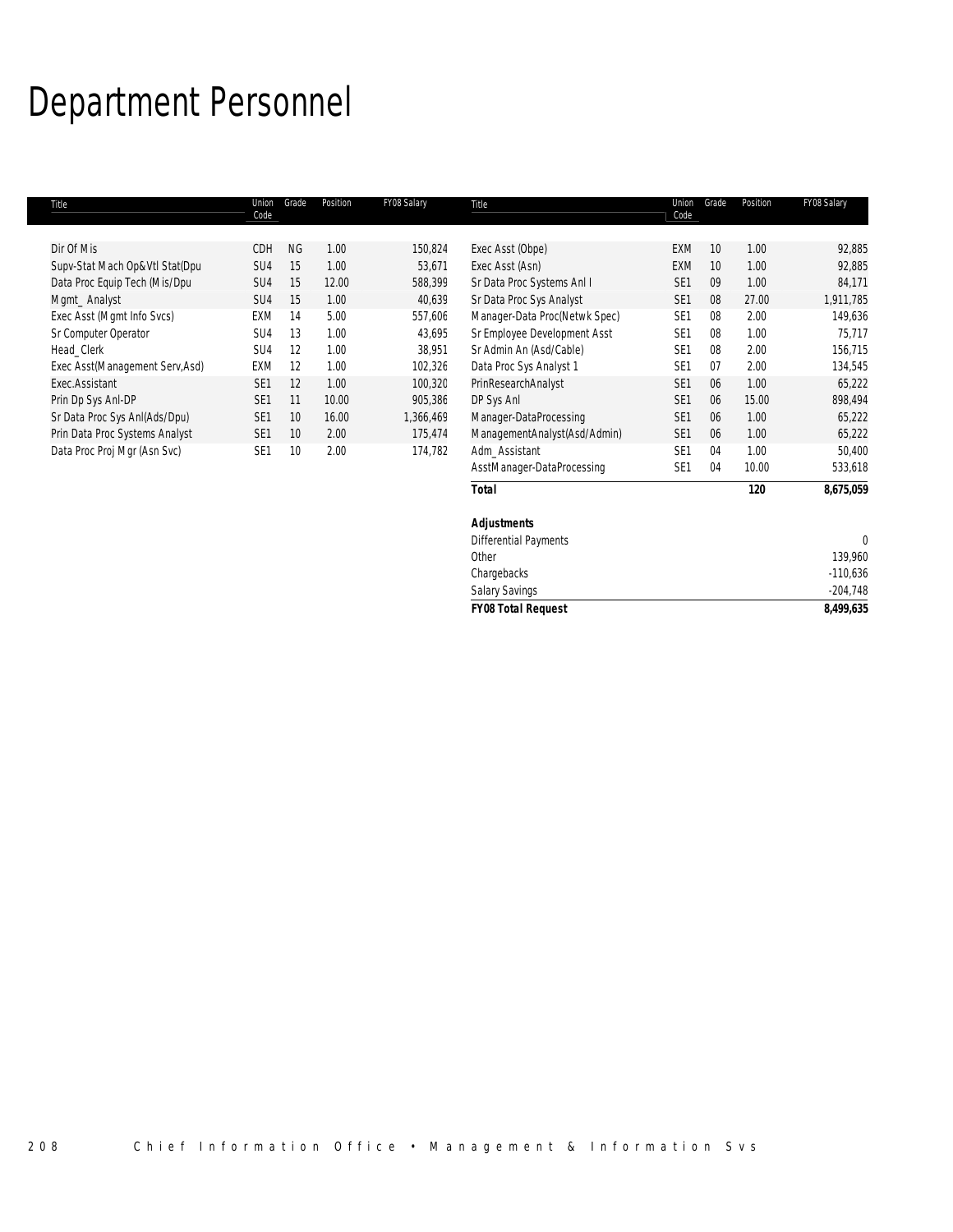# Department Personnel

| Title | Union Code | Grade | Position | FY08 Salary |
|---|---|---|---|---|
| Dir Of Mis | CDH | NG | 1.00 | 150,824 |
| Supv-Stat Mach Op&Vtl Stat(Dpu | SU4 | 15 | 1.00 | 53,671 |
| Data Proc Equip Tech (Mis/Dpu | SU4 | 15 | 12.00 | 588,399 |
| Mgmt_ Analyst | SU4 | 15 | 1.00 | 40,639 |
| Exec Asst (Mgmt Info Svcs) | EXM | 14 | 5.00 | 557,606 |
| Sr Computer Operator | SU4 | 13 | 1.00 | 43,695 |
| Head_Clerk | SU4 | 12 | 1.00 | 38,951 |
| Exec Asst(Management Serv,Asd) | EXM | 12 | 1.00 | 102,326 |
| Exec.Assistant | SE1 | 12 | 1.00 | 100,320 |
| Prin Dp Sys Anl-DP | SE1 | 11 | 10.00 | 905,386 |
| Sr Data Proc Sys Anl(Ads/Dpu) | SE1 | 10 | 16.00 | 1,366,469 |
| Prin Data Proc Systems Analyst | SE1 | 10 | 2.00 | 175,474 |
| Data Proc Proj Mgr (Asn Svc) | SE1 | 10 | 2.00 | 174,782 |
| Exec Asst (Obpe) | EXM | 10 | 1.00 | 92,885 |
| Exec Asst (Asn) | EXM | 10 | 1.00 | 92,885 |
| Sr Data Proc Systems Anl I | SE1 | 09 | 1.00 | 84,171 |
| Sr Data Proc Sys Analyst | SE1 | 08 | 27.00 | 1,911,785 |
| Manager-Data Proc(Netwk Spec) | SE1 | 08 | 2.00 | 149,636 |
| Sr Employee Development Asst | SE1 | 08 | 1.00 | 75,717 |
| Sr Admin An (Asd/Cable) | SE1 | 08 | 2.00 | 156,715 |
| Data Proc Sys Analyst 1 | SE1 | 07 | 2.00 | 134,545 |
| PrinResearchAnalyst | SE1 | 06 | 1.00 | 65,222 |
| DP Sys Anl | SE1 | 06 | 15.00 | 898,494 |
| Manager-DataProcessing | SE1 | 06 | 1.00 | 65,222 |
| ManagementAnalyst(Asd/Admin) | SE1 | 06 | 1.00 | 65,222 |
| Adm_Assistant | SE1 | 04 | 1.00 | 50,400 |
| AsstManager-DataProcessing | SE1 | 04 | 10.00 | 533,618 |
| **Total** | | | **120** | **8,675,059** |

| **Adjustments** | |
|---|---|
| Differential Payments | 0 |
| Other | 139,960 |
| Chargebacks | -110,636 |
| Salary Savings | -204,748 |
| **FY08 Total Request** | **8,499,635** |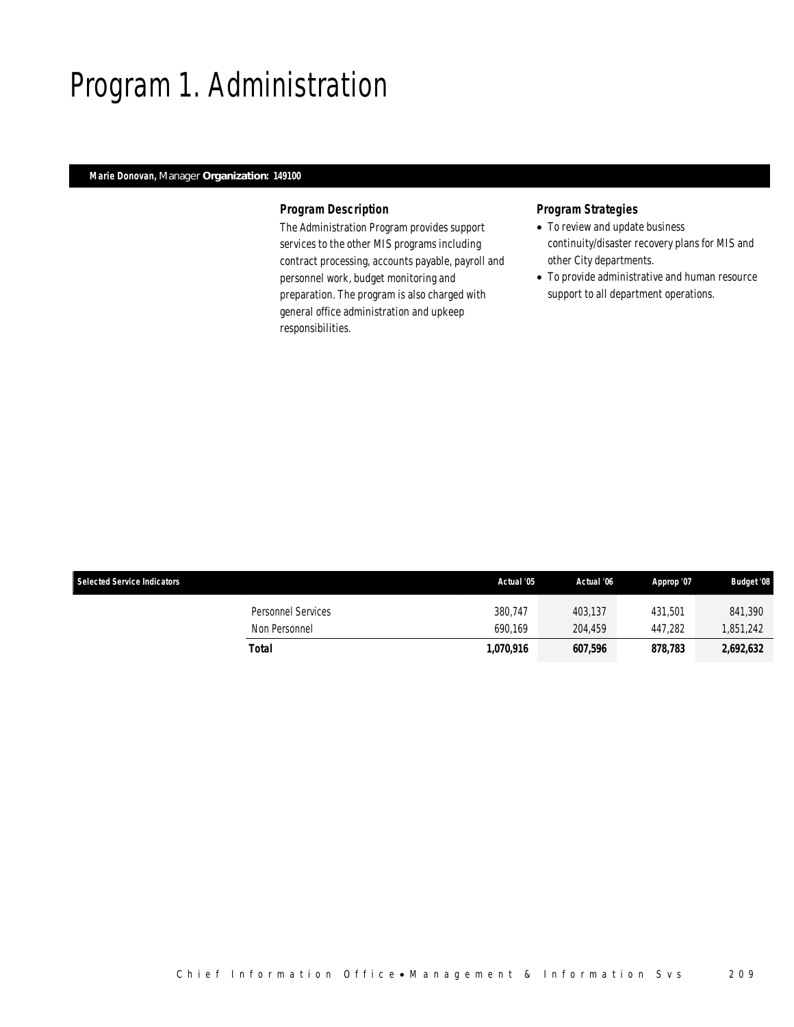# Program 1. Administration

**Marie Donovan,** Manager **Organization: 149100**

### Program Description

The Administration Program provides support services to the other MIS programs including contract processing, accounts payable, payroll and personnel work, budget monitoring and preparation. The program is also charged with general office administration and upkeep responsibilities.

### Program Strategies

- To review and update business continuity/disaster recovery plans for MIS and other City departments.
- To provide administrative and human resource support to all department operations.

| Selected Service Indicators | | Actual '05 | Actual '06 | Approp '07 | Budget '08 |
|---|---|---|---|---|---|
| | Personnel Services | 380,747 | 403,137 | 431,501 | 841,390 |
| | Non Personnel | 690,169 | 204,459 | 447,282 | 1,851,242 |
| | **Total** | **1,070,916** | **607,596** | **878,783** | **2,692,632** |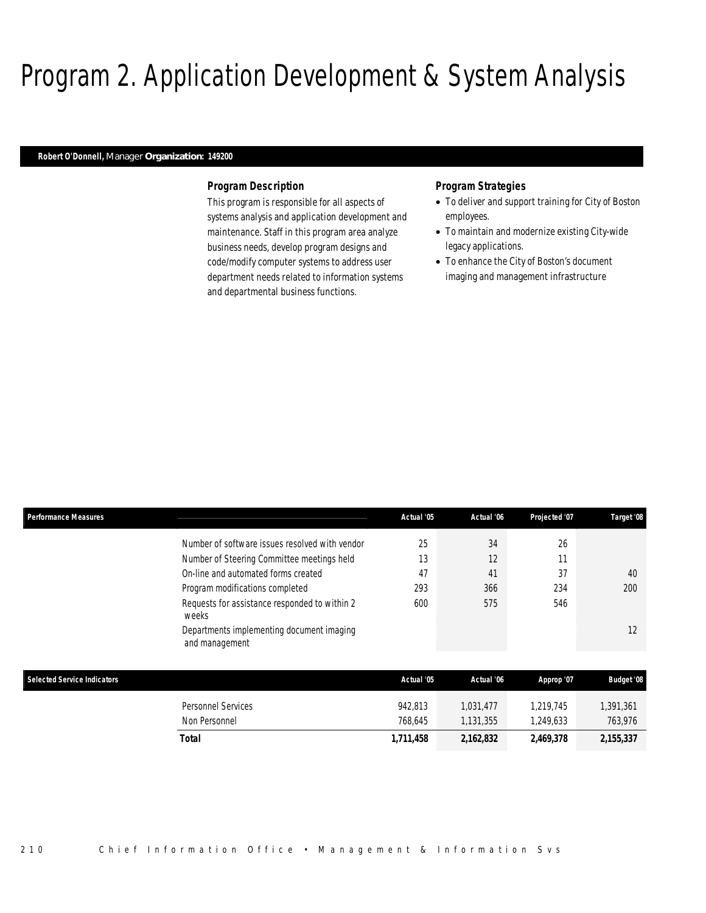# Program 2. Application Development & System Analysis

**Robert O'Donnell,** Manager **Organization: 149200**

### *Program Description*

This program is responsible for all aspects of systems analysis and application development and maintenance. Staff in this program area analyze business needs, develop program designs and code/modify computer systems to address user department needs related to information systems and departmental business functions.

### *Program Strategies*

- To deliver and support training for City of Boston employees.
- To maintain and modernize existing City-wide legacy applications.
- To enhance the City of Boston's document imaging and management infrastructure

| Performance Measures | Actual '05 | Actual '06 | Projected '07 | Target '08 |
|---|---|---|---|---|
| Number of software issues resolved with vendor | 25 | 34 | 26 | |
| Number of Steering Committee meetings held | 13 | 12 | 11 | |
| On-line and automated forms created | 47 | 41 | 37 | 40 |
| Program modifications completed | 293 | 366 | 234 | 200 |
| Requests for assistance responded to within 2 weeks | 600 | 575 | 546 | |
| Departments implementing document imaging and management | | | | 12 |

| Selected Service Indicators | Actual '05 | Actual '06 | Approp '07 | Budget '08 |
|---|---|---|---|---|
| Personnel Services | 942,813 | 1,031,477 | 1,219,745 | 1,391,361 |
| Non Personnel | 768,645 | 1,131,355 | 1,249,633 | 763,976 |
| **Total** | **1,711,458** | **2,162,832** | **2,469,378** | **2,155,337** |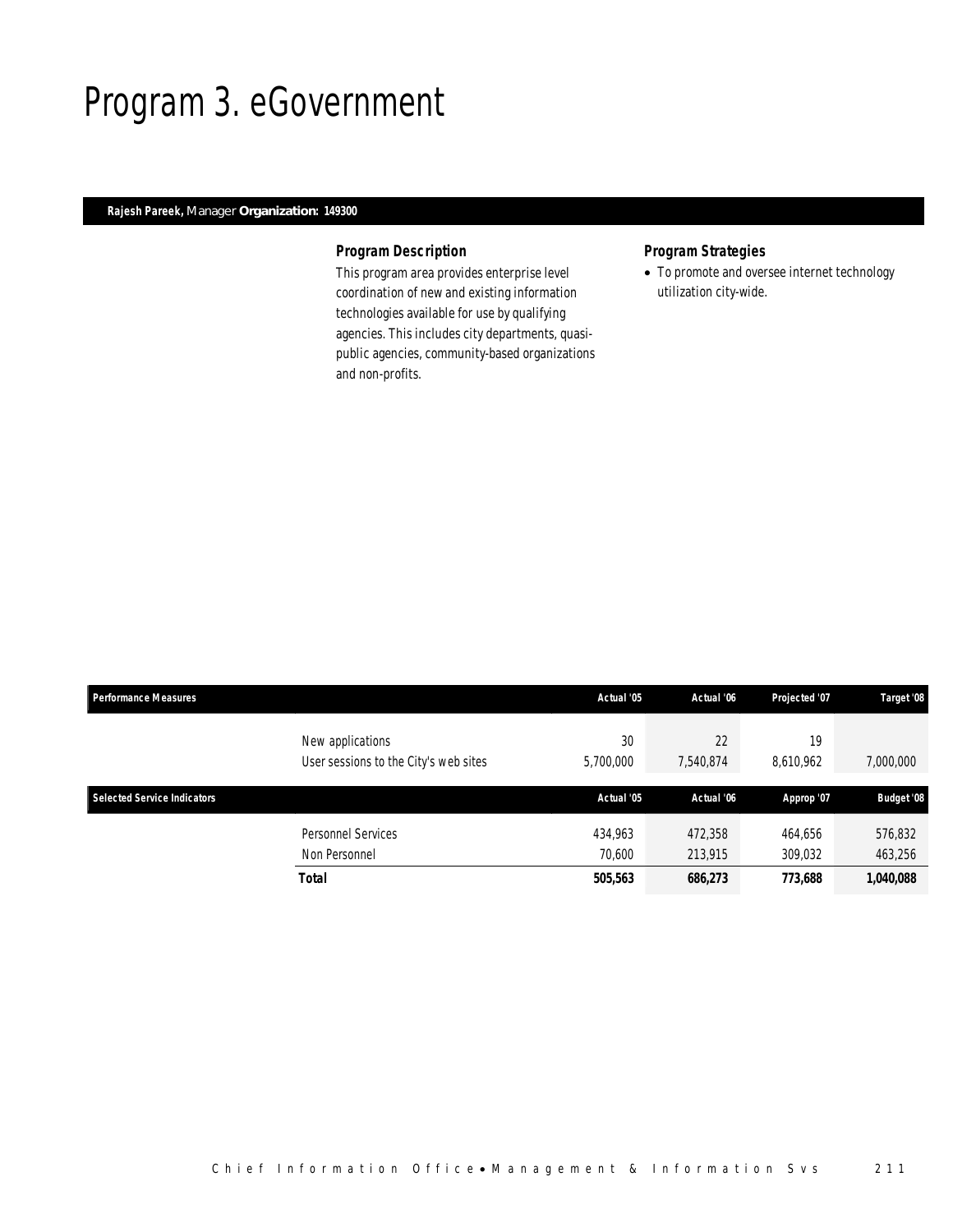# Program 3. eGovernment

**Rajesh Pareek,** Manager **Organization: 149300**

### *Program Description*

This program area provides enterprise level coordination of new and existing information technologies available for use by qualifying agencies. This includes city departments, quasi-public agencies, community-based organizations and non-profits.

### *Program Strategies*

- To promote and oversee internet technology utilization city-wide.

| Performance Measures | | Actual '05 | Actual '06 | Projected '07 | Target '08 |
|---|---|---|---|---|---|
| | New applications | 30 | 22 | 19 | |
| | User sessions to the City's web sites | 5,700,000 | 7,540,874 | 8,610,962 | 7,000,000 |

| Selected Service Indicators | | Actual '05 | Actual '06 | Approp '07 | Budget '08 |
|---|---|---|---|---|---|
| | Personnel Services | 434,963 | 472,358 | 464,656 | 576,832 |
| | Non Personnel | 70,600 | 213,915 | 309,032 | 463,256 |
| | **Total** | **505,563** | **686,273** | **773,688** | **1,040,088** |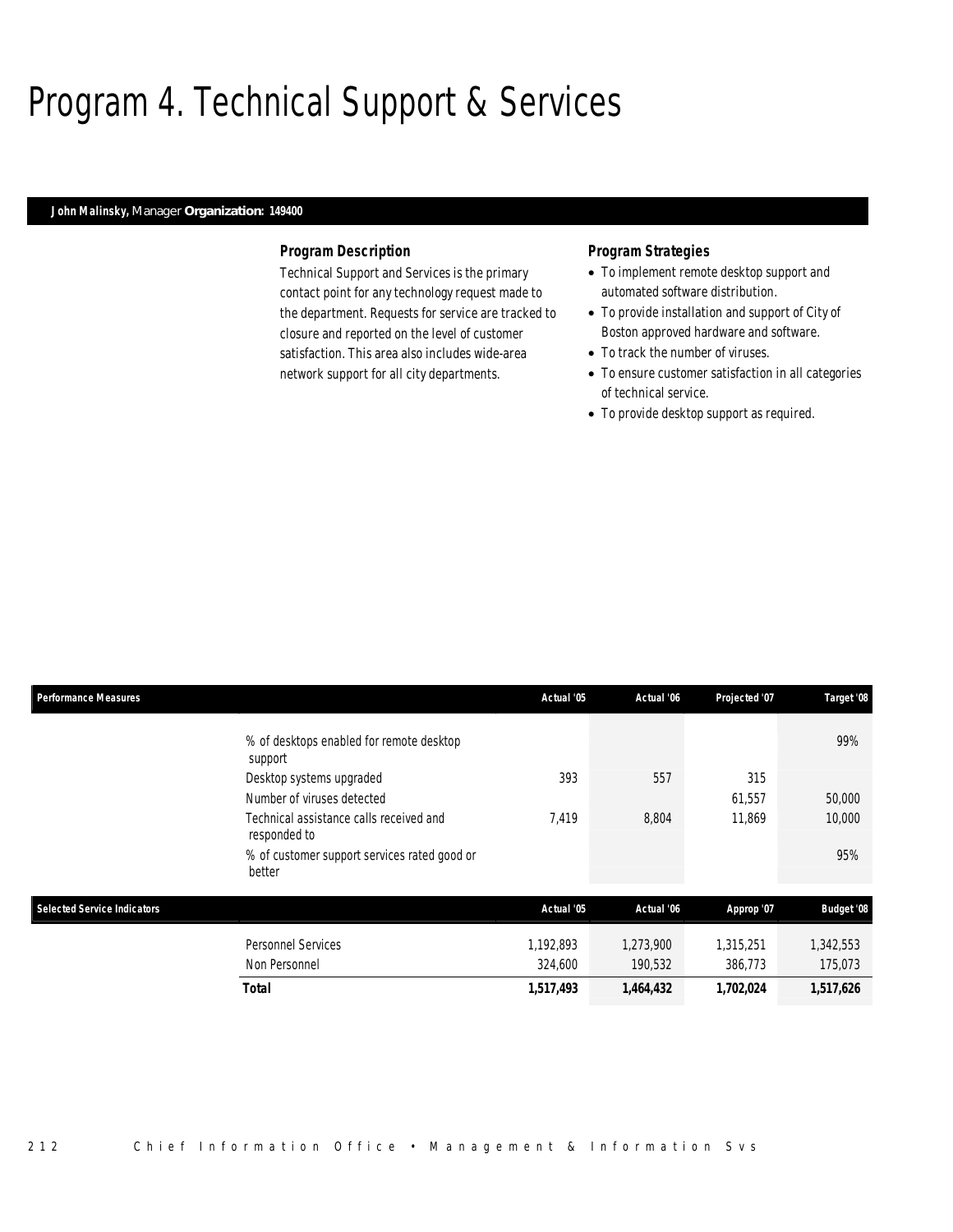# Program 4. Technical Support & Services

**John Malinsky,** Manager **Organization: 149400**

### Program Description

Technical Support and Services is the primary contact point for any technology request made to the department. Requests for service are tracked to closure and reported on the level of customer satisfaction. This area also includes wide-area network support for all city departments.

### Program Strategies

- To implement remote desktop support and automated software distribution.
- To provide installation and support of City of Boston approved hardware and software.
- To track the number of viruses.
- To ensure customer satisfaction in all categories of technical service.
- To provide desktop support as required.

| Performance Measures | Actual '05 | Actual '06 | Projected '07 | Target '08 |
|---|---|---|---|---|
| % of desktops enabled for remote desktop support | | | | 99% |
| Desktop systems upgraded | 393 | 557 | 315 | |
| Number of viruses detected | | | 61,557 | 50,000 |
| Technical assistance calls received and responded to | 7,419 | 8,804 | 11,869 | 10,000 |
| % of customer support services rated good or better | | | | 95% |

| Selected Service Indicators | Actual '05 | Actual '06 | Approp '07 | Budget '08 |
|---|---|---|---|---|
| Personnel Services | 1,192,893 | 1,273,900 | 1,315,251 | 1,342,553 |
| Non Personnel | 324,600 | 190,532 | 386,773 | 175,073 |
| **Total** | **1,517,493** | **1,464,432** | **1,702,024** | **1,517,626** |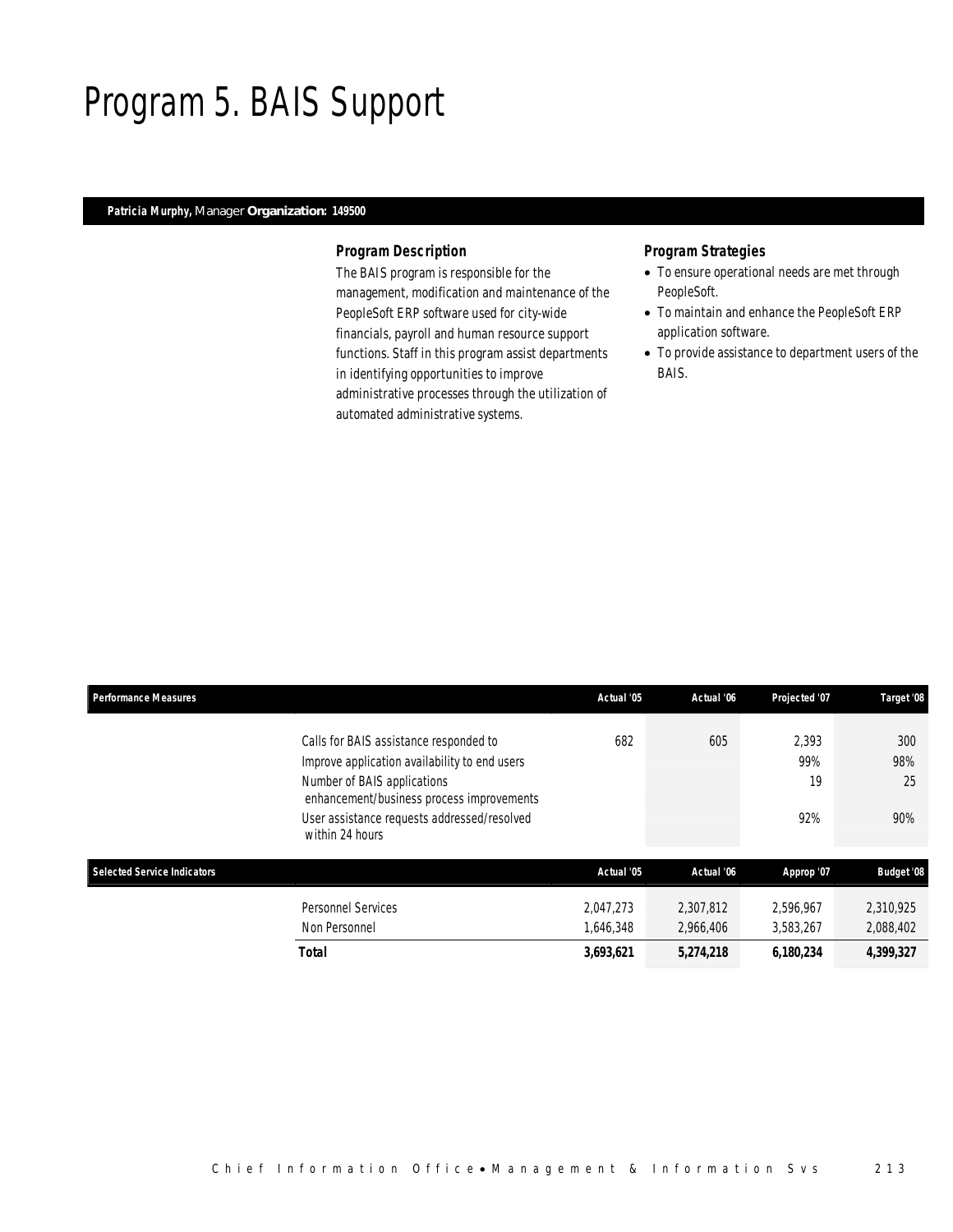# Program 5. BAIS Support

**Patricia Murphy,** Manager **Organization: 149500**

### Program Description

The BAIS program is responsible for the management, modification and maintenance of the PeopleSoft ERP software used for city-wide financials, payroll and human resource support functions. Staff in this program assist departments in identifying opportunities to improve administrative processes through the utilization of automated administrative systems.

### Program Strategies

- To ensure operational needs are met through PeopleSoft.
- To maintain and enhance the PeopleSoft ERP application software.
- To provide assistance to department users of the BAIS.

| Performance Measures | | Actual '05 | Actual '06 | Projected '07 | Target '08 |
|---|---|---|---|---|---|
| | Calls for BAIS assistance responded to | 682 | 605 | 2,393 | 300 |
| | Improve application availability to end users | | | 99% | 98% |
| | Number of BAIS applications enhancement/business process improvements | | | 19 | 25 |
| | User assistance requests addressed/resolved within 24 hours | | | 92% | 90% |

| Selected Service Indicators | | Actual '05 | Actual '06 | Approp '07 | Budget '08 |
|---|---|---|---|---|---|
| | Personnel Services | 2,047,273 | 2,307,812 | 2,596,967 | 2,310,925 |
| | Non Personnel | 1,646,348 | 2,966,406 | 3,583,267 | 2,088,402 |
| | **Total** | **3,693,621** | **5,274,218** | **6,180,234** | **4,399,327** |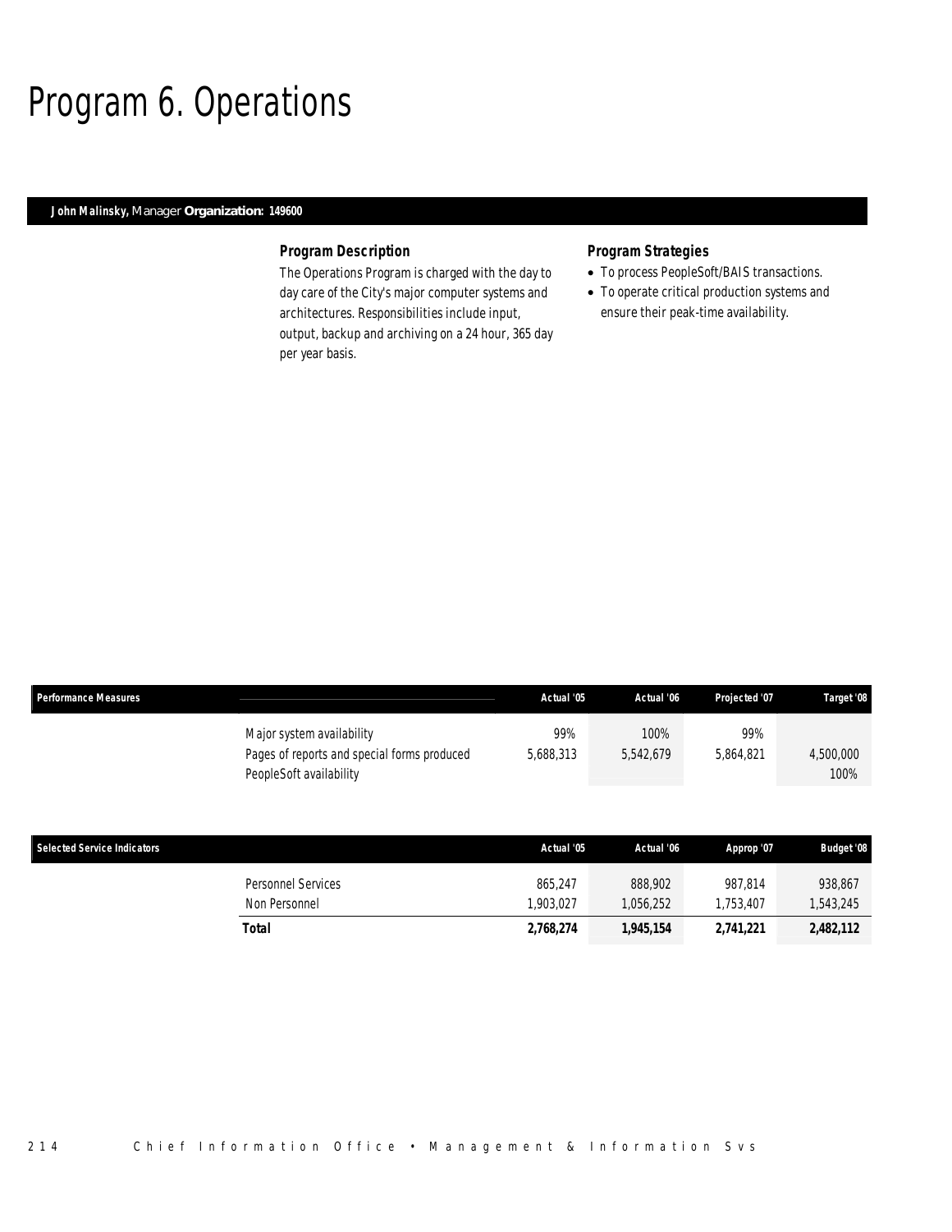# Program 6. Operations

**John Malinsky,** Manager **Organization: 149600**

### Program Description

The Operations Program is charged with the day to day care of the City's major computer systems and architectures. Responsibilities include input, output, backup and archiving on a 24 hour, 365 day per year basis.

### Program Strategies

- To process PeopleSoft/BAIS transactions.
- To operate critical production systems and ensure their peak-time availability.

| Performance Measures | Actual '05 | Actual '06 | Projected '07 | Target '08 |
|---|---|---|---|---|
| Major system availability | 99% | 100% | 99% | |
| Pages of reports and special forms produced | 5,688,313 | 5,542,679 | 5,864,821 | 4,500,000 |
| PeopleSoft availability | | | | 100% |

| Selected Service Indicators | Actual '05 | Actual '06 | Approp '07 | Budget '08 |
|---|---|---|---|---|
| Personnel Services | 865,247 | 888,902 | 987,814 | 938,867 |
| Non Personnel | 1,903,027 | 1,056,252 | 1,753,407 | 1,543,245 |
| **Total** | **2,768,274** | **1,945,154** | **2,741,221** | **2,482,112** |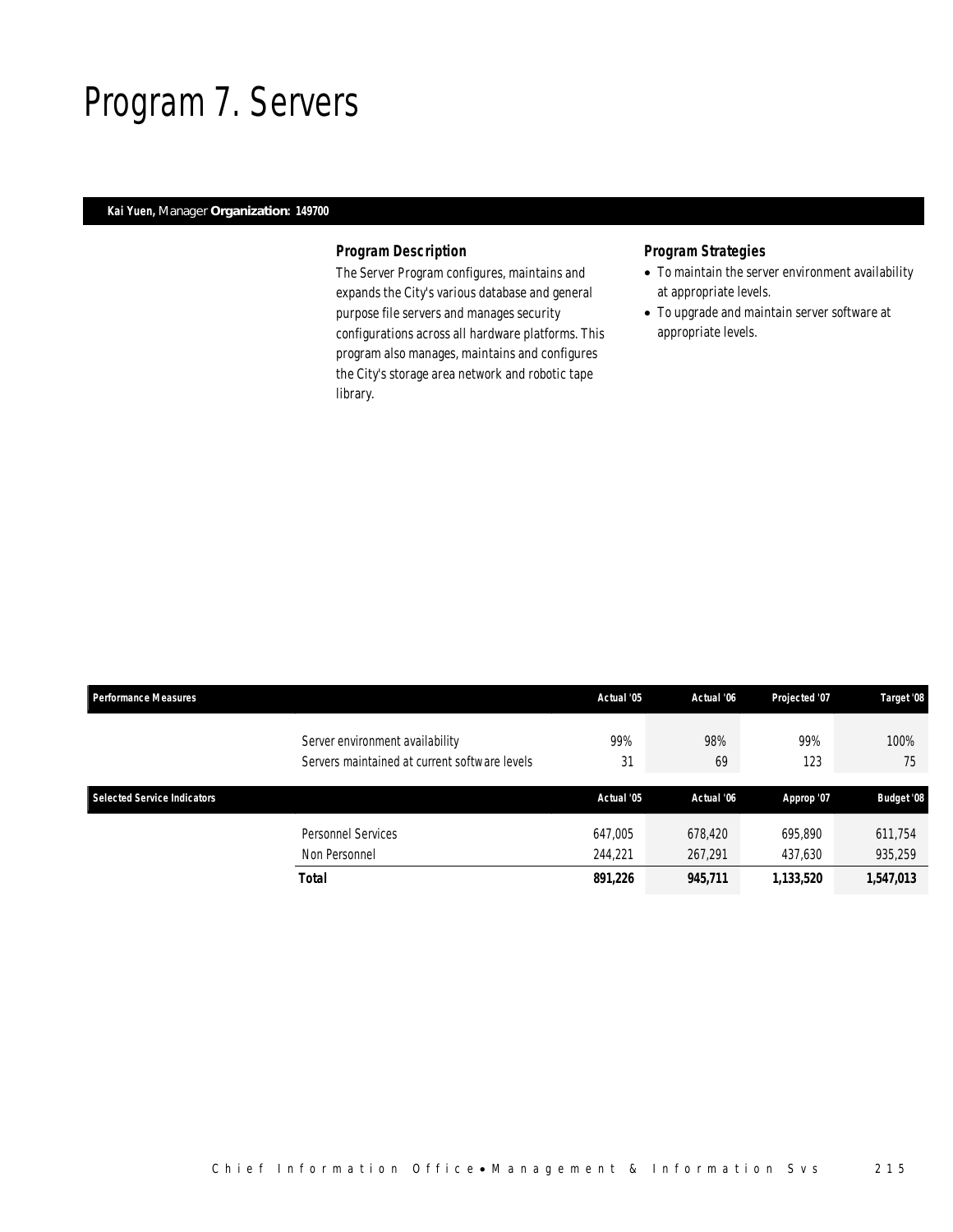# Program 7. Servers

**Kai Yuen,** Manager **Organization: 149700**

### *Program Description*

The Server Program configures, maintains and expands the City's various database and general purpose file servers and manages security configurations across all hardware platforms. This program also manages, maintains and configures the City's storage area network and robotic tape library.

### *Program Strategies*

- To maintain the server environment availability at appropriate levels.
- To upgrade and maintain server software at appropriate levels.

| Performance Measures | | Actual '05 | Actual '06 | Projected '07 | Target '08 |
|---|---|---|---|---|---|
| | Server environment availability | 99% | 98% | 99% | 100% |
| | Servers maintained at current software levels | 31 | 69 | 123 | 75 |

| Selected Service Indicators | | Actual '05 | Actual '06 | Approp '07 | Budget '08 |
|---|---|---|---|---|---|
| | Personnel Services | 647,005 | 678,420 | 695,890 | 611,754 |
| | Non Personnel | 244,221 | 267,291 | 437,630 | 935,259 |
| | **Total** | **891,226** | **945,711** | **1,133,520** | **1,547,013** |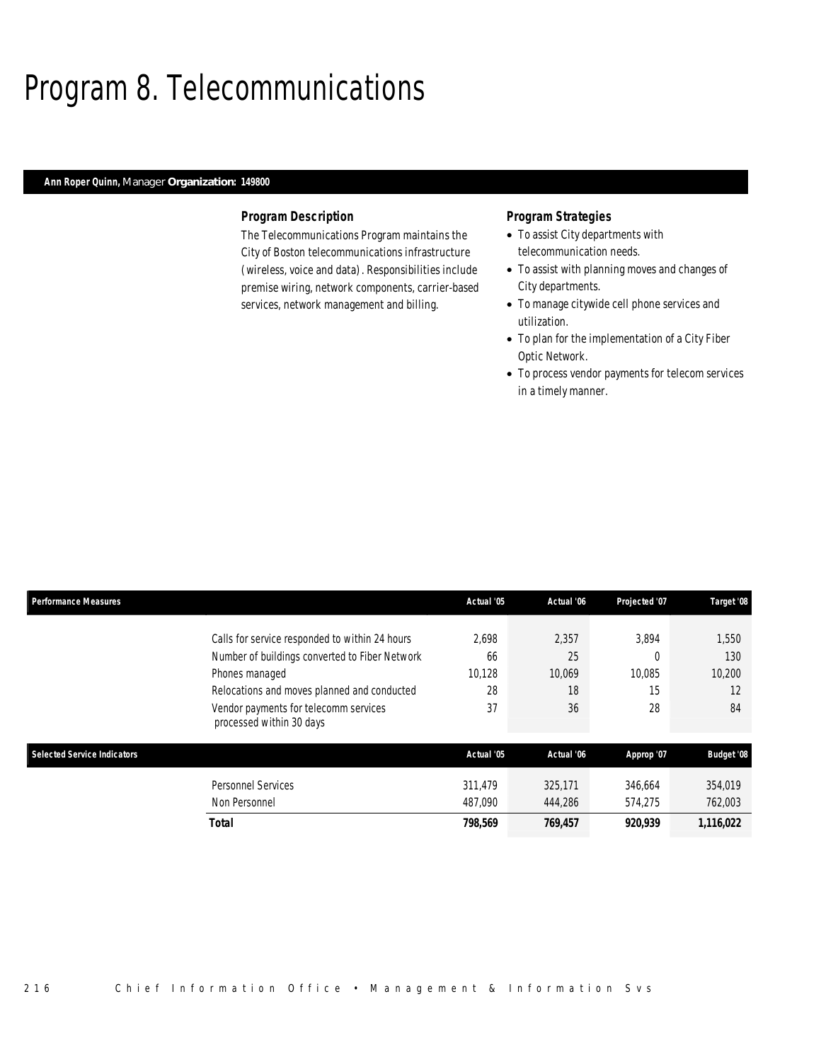# Program 8. Telecommunications

**Ann Roper Quinn,** Manager **Organization: 149800**

### Program Description

The Telecommunications Program maintains the City of Boston telecommunications infrastructure (wireless, voice and data). Responsibilities include premise wiring, network components, carrier-based services, network management and billing.

### Program Strategies

- To assist City departments with telecommunication needs.
- To assist with planning moves and changes of City departments.
- To manage citywide cell phone services and utilization.
- To plan for the implementation of a City Fiber Optic Network.
- To process vendor payments for telecom services in a timely manner.

| Performance Measures | Actual '05 | Actual '06 | Projected '07 | Target '08 |
|---|---|---|---|---|
| Calls for service responded to within 24 hours | 2,698 | 2,357 | 3,894 | 1,550 |
| Number of buildings converted to Fiber Network | 66 | 25 | 0 | 130 |
| Phones managed | 10,128 | 10,069 | 10,085 | 10,200 |
| Relocations and moves planned and conducted | 28 | 18 | 15 | 12 |
| Vendor payments for telecomm services processed within 30 days | 37 | 36 | 28 | 84 |

| Selected Service Indicators | Actual '05 | Actual '06 | Approp '07 | Budget '08 |
|---|---|---|---|---|
| Personnel Services | 311,479 | 325,171 | 346,664 | 354,019 |
| Non Personnel | 487,090 | 444,286 | 574,275 | 762,003 |
| **Total** | **798,569** | **769,457** | **920,939** | **1,116,022** |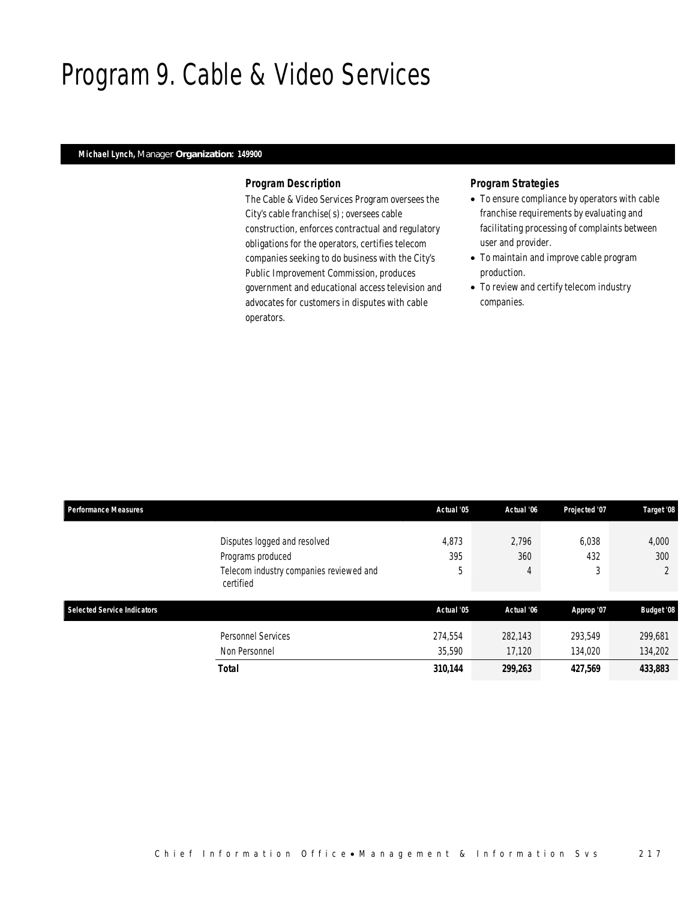# Program 9. Cable & Video Services

**Michael Lynch,** Manager **Organization: 149900**

### Program Description

The Cable & Video Services Program oversees the City's cable franchise(s); oversees cable construction, enforces contractual and regulatory obligations for the operators, certifies telecom companies seeking to do business with the City's Public Improvement Commission, produces government and educational access television and advocates for customers in disputes with cable operators.

### Program Strategies

- To ensure compliance by operators with cable franchise requirements by evaluating and facilitating processing of complaints between user and provider.
- To maintain and improve cable program production.
- To review and certify telecom industry companies.

| Performance Measures | Actual '05 | Actual '06 | Projected '07 | Target '08 |
|---|---|---|---|---|
| Disputes logged and resolved | 4,873 | 2,796 | 6,038 | 4,000 |
| Programs produced | 395 | 360 | 432 | 300 |
| Telecom industry companies reviewed and certified | 5 | 4 | 3 | 2 |

| Selected Service Indicators | Actual '05 | Actual '06 | Approp '07 | Budget '08 |
|---|---|---|---|---|
| Personnel Services | 274,554 | 282,143 | 293,549 | 299,681 |
| Non Personnel | 35,590 | 17,120 | 134,020 | 134,202 |
| **Total** | **310,144** | **299,263** | **427,569** | **433,883** |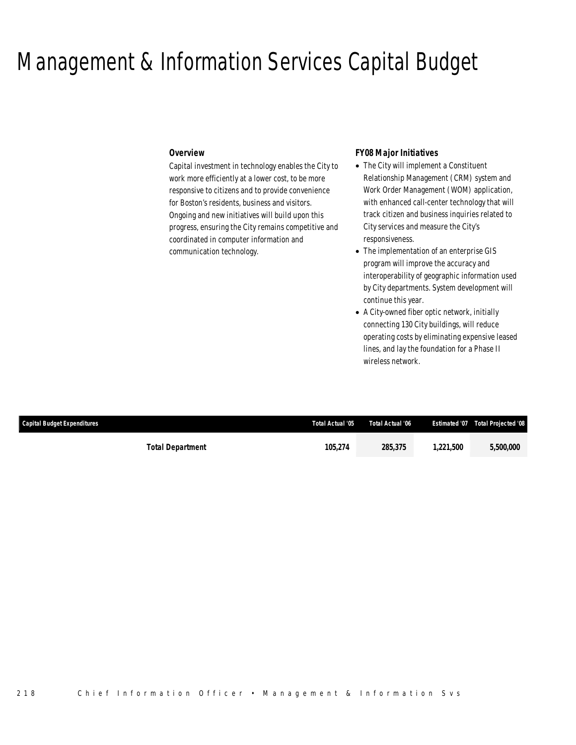# Management & Information Services Capital Budget

### Overview

Capital investment in technology enables the City to work more efficiently at a lower cost, to be more responsive to citizens and to provide convenience for Boston's residents, business and visitors. Ongoing and new initiatives will build upon this progress, ensuring the City remains competitive and coordinated in computer information and communication technology.

### FY08 Major Initiatives

- The City will implement a Constituent Relationship Management (CRM) system and Work Order Management (WOM) application, with enhanced call-center technology that will track citizen and business inquiries related to City services and measure the City's responsiveness.
- The implementation of an enterprise GIS program will improve the accuracy and interoperability of geographic information used by City departments. System development will continue this year.
- A City-owned fiber optic network, initially connecting 130 City buildings, will reduce operating costs by eliminating expensive leased lines, and lay the foundation for a Phase II wireless network.

| Capital Budget Expenditures | Total Actual '05 | Total Actual '06 | Estimated '07 | Total Projected '08 |
|---|---|---|---|---|
| **Total Department** | **105,274** | **285,375** | **1,221,500** | **5,500,000** |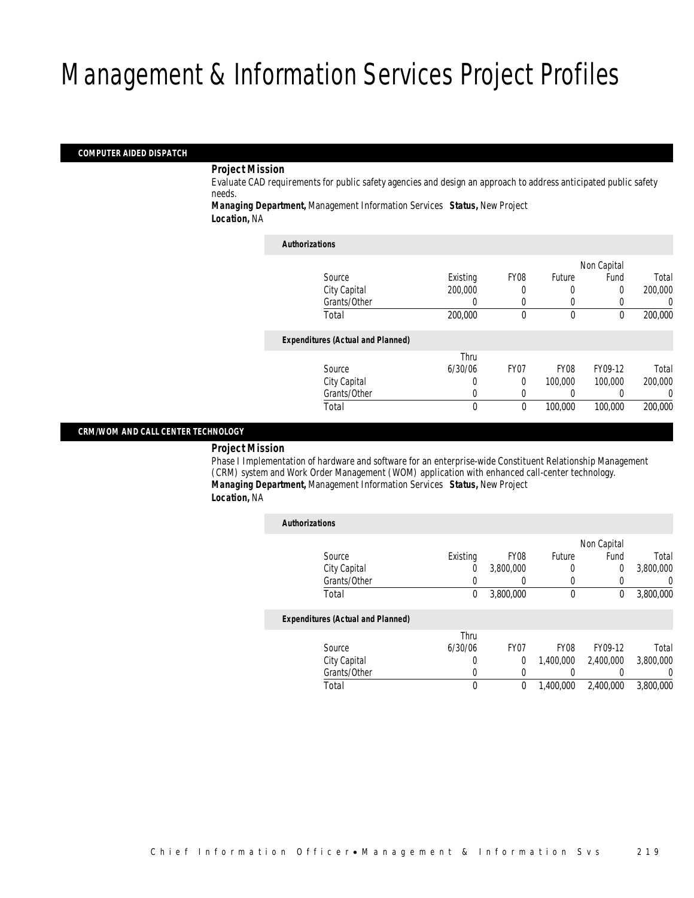# Management & Information Services Project Profiles

## COMPUTER AIDED DISPATCH

***Project Mission***

Evaluate CAD requirements for public safety agencies and design an approach to address anticipated public safety needs.

***Managing Department,*** Management Information Services ***Status,*** New Project

***Location,*** NA

***Authorizations***

| Source | Existing | FY08 | Future | Non Capital Fund | Total |
|---|---|---|---|---|---|
| City Capital | 200,000 | 0 | 0 | 0 | 200,000 |
| Grants/Other | 0 | 0 | 0 | 0 | 0 |
| Total | 200,000 | 0 | 0 | 0 | 200,000 |

***Expenditures (Actual and Planned)***

| Source | Thru 6/30/06 | FY07 | FY08 | FY09-12 | Total |
|---|---|---|---|---|---|
| City Capital | 0 | 0 | 100,000 | 100,000 | 200,000 |
| Grants/Other | 0 | 0 | 0 | 0 | 0 |
| Total | 0 | 0 | 100,000 | 100,000 | 200,000 |

## CRM/WOM AND CALL CENTER TECHNOLOGY

***Project Mission***

Phase I Implementation of hardware and software for an enterprise-wide Constituent Relationship Management (CRM) system and Work Order Management (WOM) application with enhanced call-center technology.

***Managing Department,*** Management Information Services ***Status,*** New Project

***Location,*** NA

***Authorizations***

| Source | Existing | FY08 | Future | Non Capital Fund | Total |
|---|---|---|---|---|---|
| City Capital | 0 | 3,800,000 | 0 | 0 | 3,800,000 |
| Grants/Other | 0 | 0 | 0 | 0 | 0 |
| Total | 0 | 3,800,000 | 0 | 0 | 3,800,000 |

***Expenditures (Actual and Planned)***

| Source | Thru 6/30/06 | FY07 | FY08 | FY09-12 | Total |
|---|---|---|---|---|---|
| City Capital | 0 | 0 | 1,400,000 | 2,400,000 | 3,800,000 |
| Grants/Other | 0 | 0 | 0 | 0 | 0 |
| Total | 0 | 0 | 1,400,000 | 2,400,000 | 3,800,000 |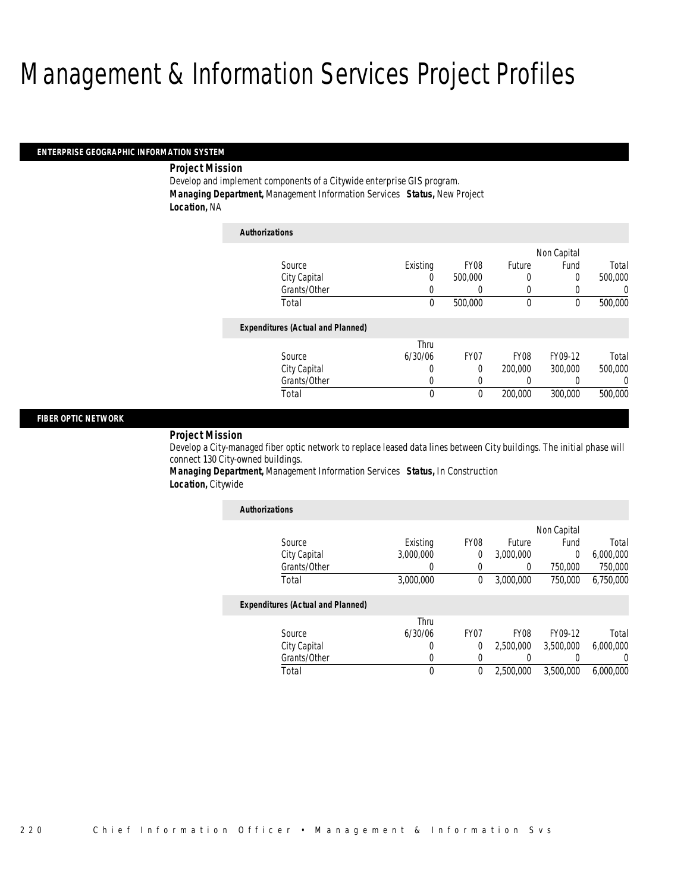# Management & Information Services Project Profiles

## ENTERPRISE GEOGRAPHIC INFORMATION SYSTEM

**Project Mission**

Develop and implement components of a Citywide enterprise GIS program.

**Managing Department,** Management Information Services **Status,** New Project

**Location,** NA

**Authorizations**

| Source | Existing | FY08 | Future | Non Capital Fund | Total |
|---|---|---|---|---|---|
| City Capital | 0 | 500,000 | 0 | 0 | 500,000 |
| Grants/Other | 0 | 0 | 0 | 0 | 0 |
| Total | 0 | 500,000 | 0 | 0 | 500,000 |

**Expenditures (Actual and Planned)**

| Source | Thru 6/30/06 | FY07 | FY08 | FY09-12 | Total |
|---|---|---|---|---|---|
| City Capital | 0 | 0 | 200,000 | 300,000 | 500,000 |
| Grants/Other | 0 | 0 | 0 | 0 | 0 |
| Total | 0 | 0 | 200,000 | 300,000 | 500,000 |

## FIBER OPTIC NETWORK

**Project Mission**

Develop a City-managed fiber optic network to replace leased data lines between City buildings. The initial phase will connect 130 City-owned buildings.

**Managing Department,** Management Information Services **Status,** In Construction

**Location,** Citywide

**Authorizations**

| Source | Existing | FY08 | Future | Non Capital Fund | Total |
|---|---|---|---|---|---|
| City Capital | 3,000,000 | 0 | 3,000,000 | 0 | 6,000,000 |
| Grants/Other | 0 | 0 | 0 | 750,000 | 750,000 |
| Total | 3,000,000 | 0 | 3,000,000 | 750,000 | 6,750,000 |

**Expenditures (Actual and Planned)**

| Source | Thru 6/30/06 | FY07 | FY08 | FY09-12 | Total |
|---|---|---|---|---|---|
| City Capital | 0 | 0 | 2,500,000 | 3,500,000 | 6,000,000 |
| Grants/Other | 0 | 0 | 0 | 0 | 0 |
| Total | 0 | 0 | 2,500,000 | 3,500,000 | 6,000,000 |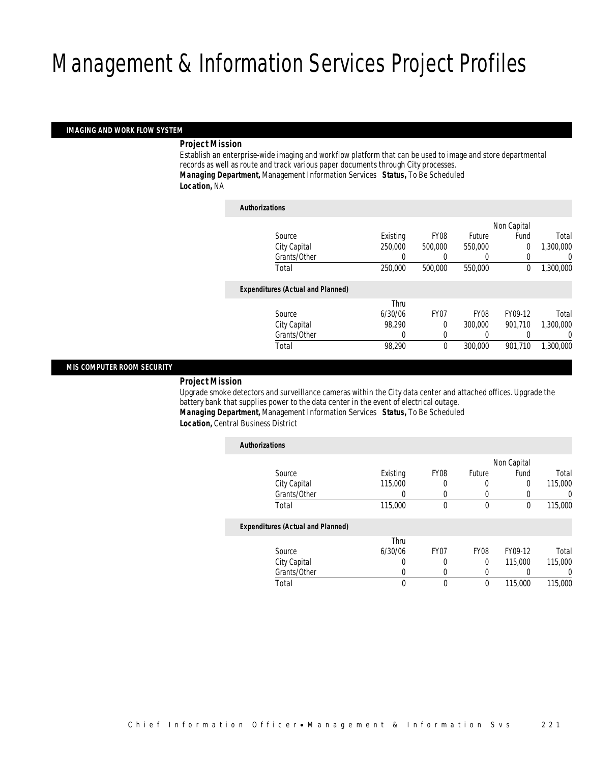# Management & Information Services Project Profiles

## IMAGING AND WORK FLOW SYSTEM

### Project Mission

Establish an enterprise-wide imaging and workflow platform that can be used to image and store departmental records as well as route and track various paper documents through City processes.

***Managing Department,*** Management Information Services ***Status,*** To Be Scheduled

***Location,*** NA

***Authorizations***

| Source | Existing | FY08 | Future | Non Capital Fund | Total |
|---|---|---|---|---|---|
| City Capital | 250,000 | 500,000 | 550,000 | 0 | 1,300,000 |
| Grants/Other | 0 | 0 | 0 | 0 | 0 |
| Total | 250,000 | 500,000 | 550,000 | 0 | 1,300,000 |

***Expenditures (Actual and Planned)***

| Source | Thru 6/30/06 | FY07 | FY08 | FY09-12 | Total |
|---|---|---|---|---|---|
| City Capital | 98,290 | 0 | 300,000 | 901,710 | 1,300,000 |
| Grants/Other | 0 | 0 | 0 | 0 | 0 |
| Total | 98,290 | 0 | 300,000 | 901,710 | 1,300,000 |

## MIS COMPUTER ROOM SECURITY

### Project Mission

Upgrade smoke detectors and surveillance cameras within the City data center and attached offices. Upgrade the battery bank that supplies power to the data center in the event of electrical outage.

***Managing Department,*** Management Information Services ***Status,*** To Be Scheduled

***Location,*** Central Business District

***Authorizations***

| Source | Existing | FY08 | Future | Non Capital Fund | Total |
|---|---|---|---|---|---|
| City Capital | 115,000 | 0 | 0 | 0 | 115,000 |
| Grants/Other | 0 | 0 | 0 | 0 | 0 |
| Total | 115,000 | 0 | 0 | 0 | 115,000 |

***Expenditures (Actual and Planned)***

| Source | Thru 6/30/06 | FY07 | FY08 | FY09-12 | Total |
|---|---|---|---|---|---|
| City Capital | 0 | 0 | 0 | 115,000 | 115,000 |
| Grants/Other | 0 | 0 | 0 | 0 | 0 |
| Total | 0 | 0 | 0 | 115,000 | 115,000 |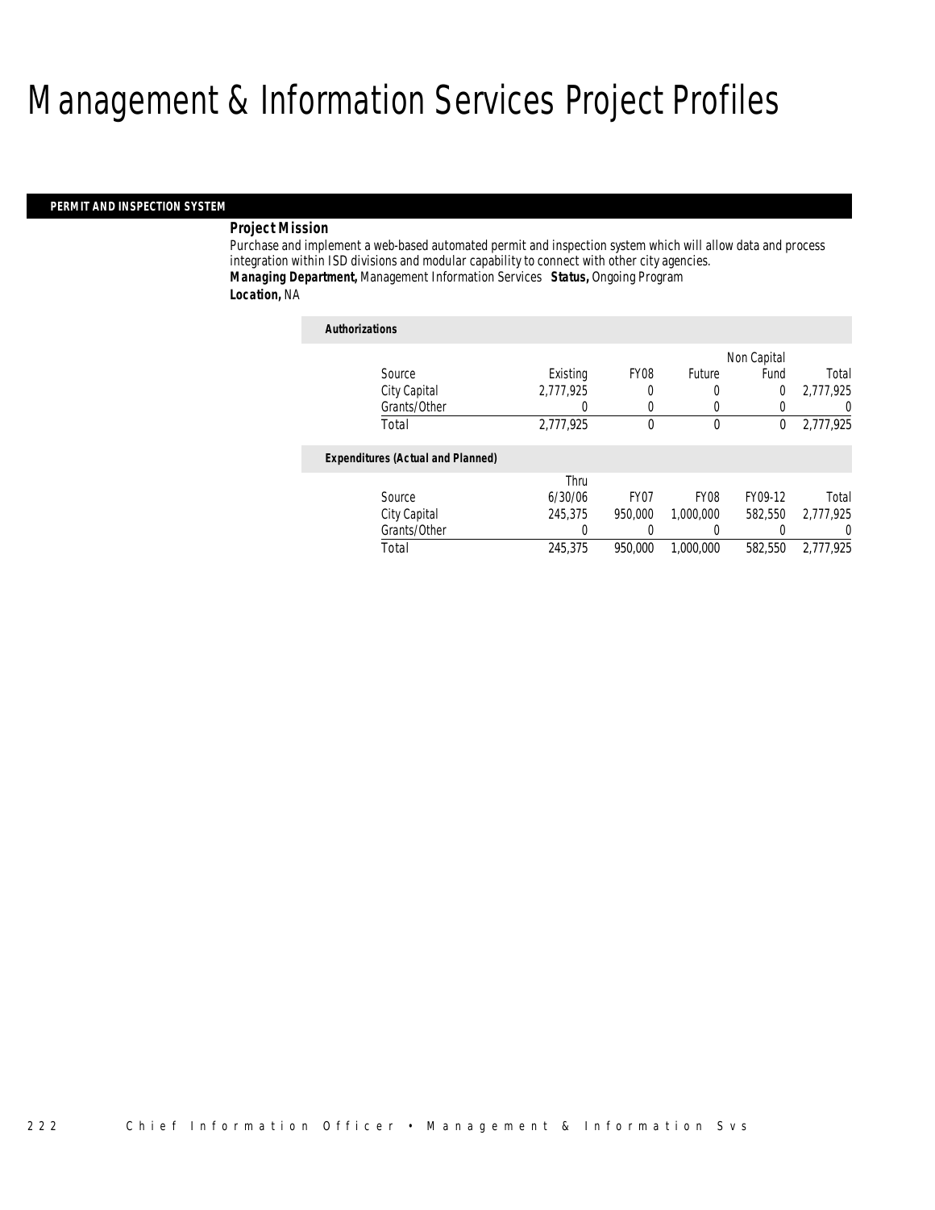# Management & Information Services Project Profiles

## PERMIT AND INSPECTION SYSTEM

***Project Mission***

Purchase and implement a web-based automated permit and inspection system which will allow data and process integration within ISD divisions and modular capability to connect with other city agencies.

***Managing Department,*** Management Information Services ***Status,*** Ongoing Program

***Location,*** NA

***Authorizations***

| Source | Existing | FY08 | Future | Non Capital Fund | Total |
|---|---|---|---|---|---|
| City Capital | 2,777,925 | 0 | 0 | 0 | 2,777,925 |
| Grants/Other | 0 | 0 | 0 | 0 | 0 |
| Total | 2,777,925 | 0 | 0 | 0 | 2,777,925 |

***Expenditures (Actual and Planned)***

| Source | Thru 6/30/06 | FY07 | FY08 | FY09-12 | Total |
|---|---|---|---|---|---|
| City Capital | 245,375 | 950,000 | 1,000,000 | 582,550 | 2,777,925 |
| Grants/Other | 0 | 0 | 0 | 0 | 0 |
| Total | 245,375 | 950,000 | 1,000,000 | 582,550 | 2,777,925 |